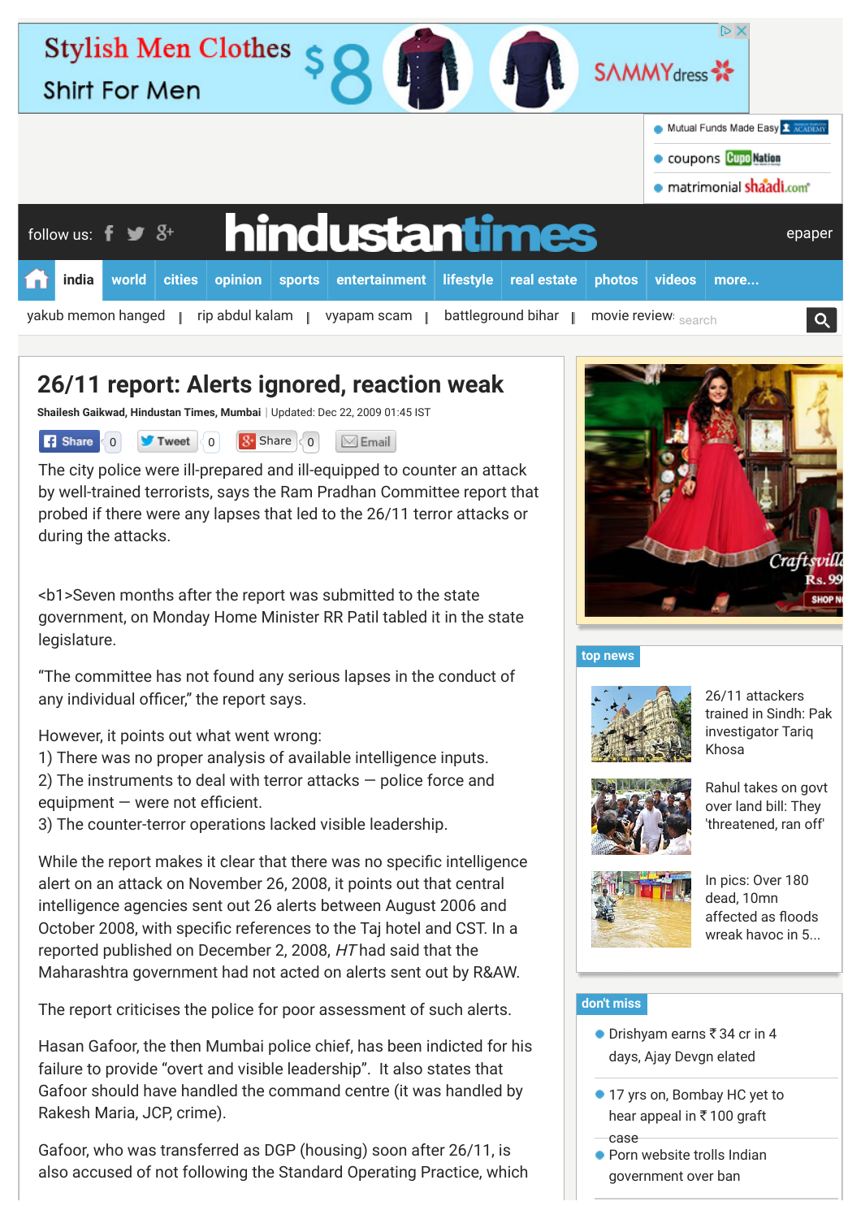# 26/11 report: Alerts ignored, reaction weak

**Shailesh Gaikwad, Hindustan Times, Mumbai** | Updated: Dec 22, 2009 01:45 IST

The city police were ill-prepared and ill-equipped to counter an attack by well-trained terrorists, says the Ram Pradhan Committee report that probed if there were any lapses that led to the 26/11 terror attacks or during the attacks.

<b1>Seven months after the report was submitted to the state government, on Monday Home Minister RR Patil tabled it in the state legislature.

“The committee has not found any serious lapses in the conduct of any individual officer,” the report says.

However, it points out what went wrong:
1) There was no proper analysis of available intelligence inputs.
2) The instruments to deal with terror attacks — police force and equipment — were not efficient.
3) The counter-terror operations lacked visible leadership.

While the report makes it clear that there was no specific intelligence alert on an attack on November 26, 2008, it points out that central intelligence agencies sent out 26 alerts between August 2006 and October 2008, with specific references to the Taj hotel and CST. In a reported published on December 2, 2008, *HT* had said that the Maharashtra government had not acted on alerts sent out by R&AW.

The report criticises the police for poor assessment of such alerts.

Hasan Gafoor, the then Mumbai police chief, has been indicted for his failure to provide “overt and visible leadership”. It also states that Gafoor should have handled the command centre (it was handled by Rakesh Maria, JCP, crime).

Gafoor, who was transferred as DGP (housing) soon after 26/11, is also accused of not following the Standard Operating Practice, which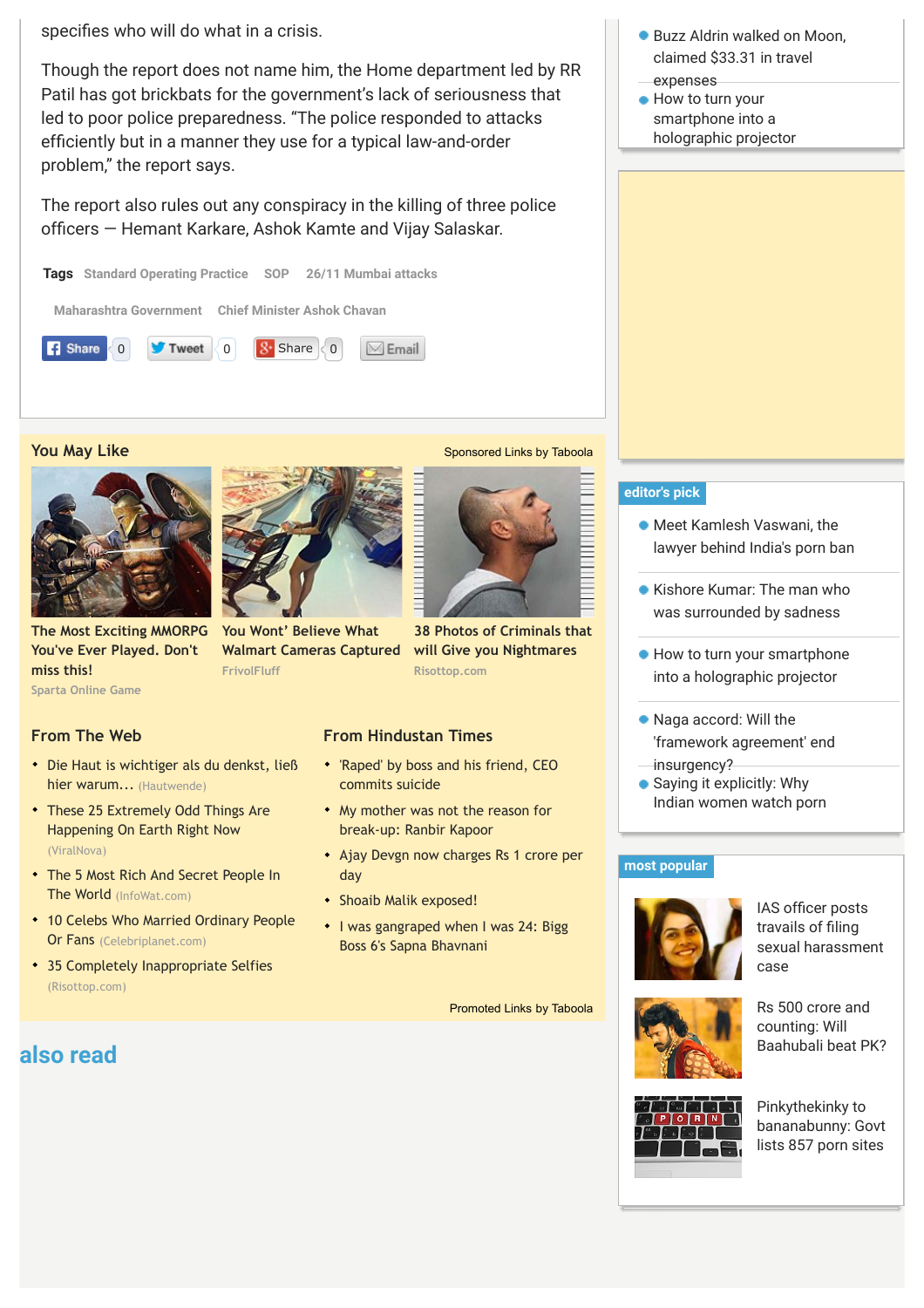specifies who will do what in a crisis.

Though the report does not name him, the Home department led by RR Patil has got brickbats for the government's lack of seriousness that led to poor police preparedness. "The police responded to attacks efficiently but in a manner they use for a typical law-and-order problem," the report says.

The report also rules out any conspiracy in the killing of three police officers — Hemant Karkare, Ashok Kamte and Vijay Salaskar.

**Tags** Standard Operating Practice SOP 26/11 Mumbai attacks Maharashtra Government Chief Minister Ashok Chavan

Share 0 Tweet 0 Share 0 Email

## You May Like

Sponsored Links by Taboola

- **The Most Exciting MMORPG You've Ever Played. Don't miss this!** Sparta Online Game
- **You Wont' Believe What Walmart Cameras Captured** FrivolFluff
- **38 Photos of Criminals that will Give you Nightmares** Risottop.com

### From The Web

- Die Haut is wichtiger als du denkst, ließ hier warum... (Hautwende)
- These 25 Extremely Odd Things Are Happening On Earth Right Now (ViralNova)
- The 5 Most Rich And Secret People In The World (InfoWat.com)
- 10 Celebs Who Married Ordinary People Or Fans (Celebriplanet.com)
- 35 Completely Inappropriate Selfies (Risottop.com)

### From Hindustan Times

- 'Raped' by boss and his friend, CEO commits suicide
- My mother was not the reason for break-up: Ranbir Kapoor
- Ajay Devgn now charges Rs 1 crore per day
- Shoaib Malik exposed!
- I was gangraped when I was 24: Bigg Boss 6's Sapna Bhavnani

Promoted Links by Taboola

## also read

- Buzz Aldrin walked on Moon, claimed $33.31 in travel expenses
- How to turn your smartphone into a holographic projector

### editor's pick

- Meet Kamlesh Vaswani, the lawyer behind India's porn ban
- Kishore Kumar: The man who was surrounded by sadness
- How to turn your smartphone into a holographic projector
- Naga accord: Will the 'framework agreement' end insurgency?
- Saying it explicitly: Why Indian women watch porn

### most popular

- IAS officer posts travails of filing sexual harassment case
- Rs 500 crore and counting: Will Baahubali beat PK?
- Pinkythekinky to bananabunny: Govt lists 857 porn sites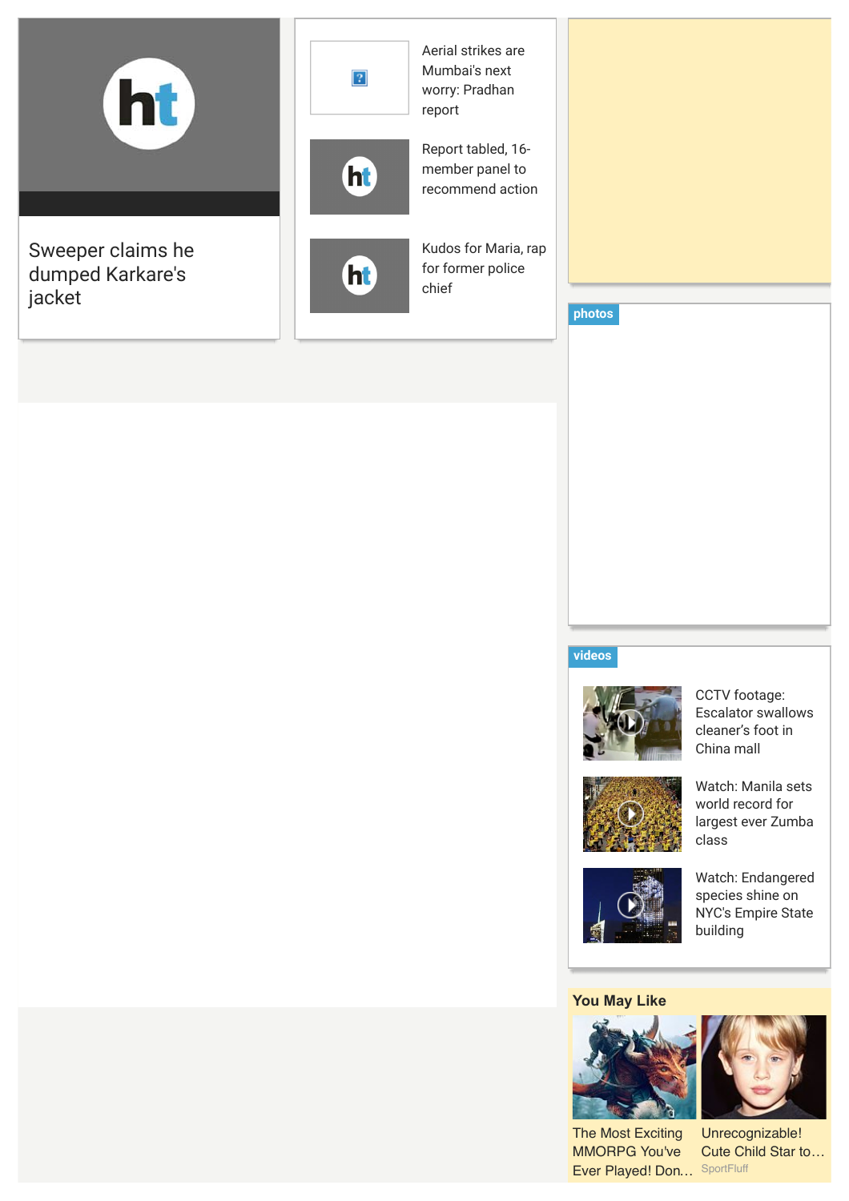Sweeper claims he dumped Karkare's jacket

Aerial strikes are Mumbai's next worry: Pradhan report

Report tabled, 16-member panel to recommend action

Kudos for Maria, rap for former police chief

## photos

## videos

CCTV footage: Escalator swallows cleaner's foot in China mall

Watch: Manila sets world record for largest ever Zumba class

Watch: Endangered species shine on NYC's Empire State building

## You May Like

The Most Exciting MMORPG You've Ever Played! Don...

Unrecognizable! Cute Child Star to...

SportFluff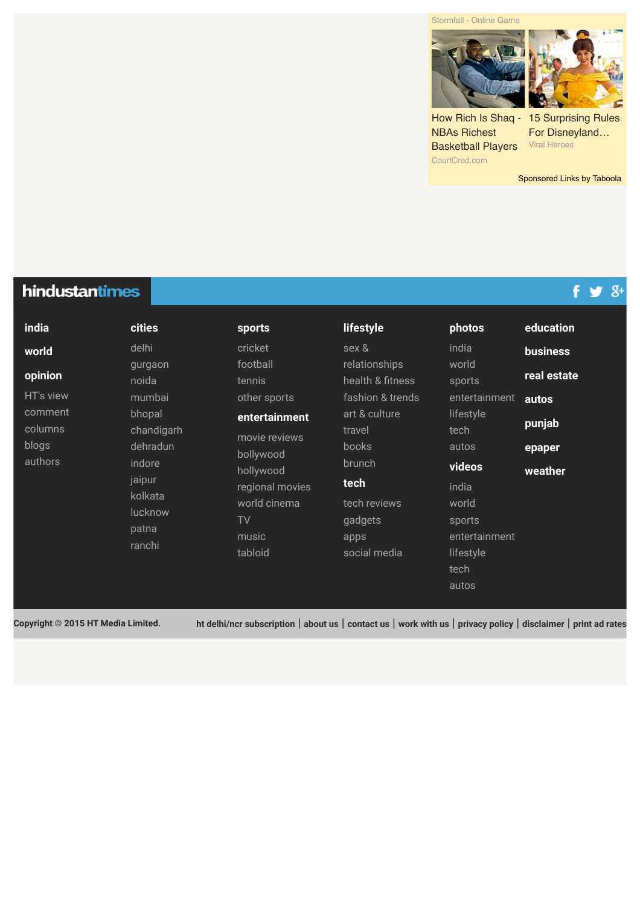Stormfall - Online Game

How Rich Is Shaq - NBAs Richest Basketball Players
CourtCred.com

15 Surprising Rules For Disneyland…
Viral Heroes

Sponsored Links by Taboola

hindustantimes

**india**

**world**

**opinion**

- HT's view
- comment
- columns
- blogs
- authors

**cities**

- delhi
- gurgaon
- noida
- mumbai
- bhopal
- chandigarh
- dehradun
- indore
- jaipur
- kolkata
- lucknow
- patna
- ranchi

**sports**

- cricket
- football
- tennis
- other sports

**entertainment**

- movie reviews
- bollywood
- hollywood
- regional movies
- world cinema
- TV
- music
- tabloid

**lifestyle**

- sex & relationships
- health & fitness
- fashion & trends
- art & culture
- travel
- books
- brunch

**tech**

- tech reviews
- gadgets
- apps
- social media

**photos**

- india
- world
- sports
- entertainment
- lifestyle
- tech
- autos

**videos**

- india
- world
- sports
- entertainment
- lifestyle
- tech
- autos

**education**

**business**

**real estate**

**autos**

**punjab**

**epaper**

**weather**

**Copyright © 2015 HT Media Limited.**

**ht delhi/ncr subscription** | **about us** | **contact us** | **work with us** | **privacy policy** | **disclaimer** | **print ad rates**